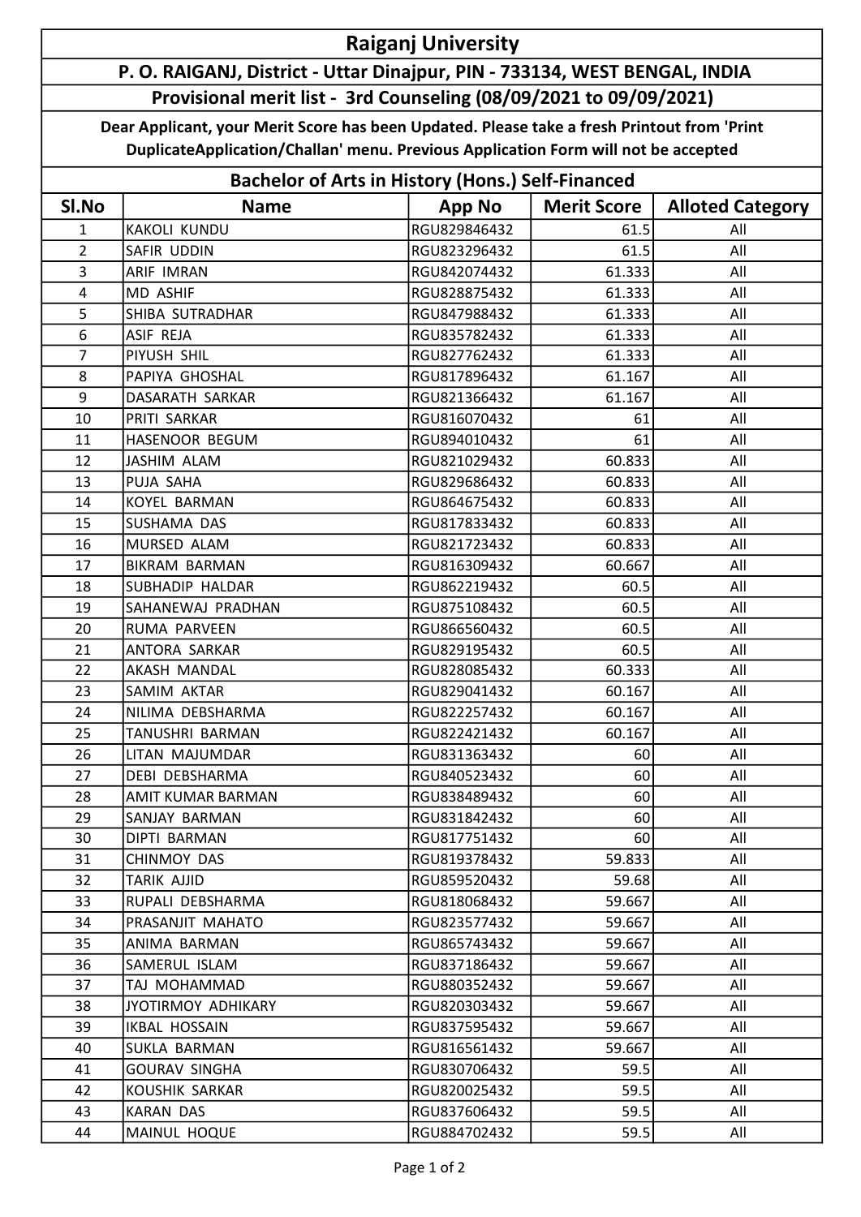# Raiganj University

## P. O. RAIGANJ, District - Uttar Dinajpur, PIN - 733134, WEST BENGAL, INDIA

## Provisional merit list - 3rd Counseling (08/09/2021 to 09/09/2021)

**Dear Applicant, your Merit Score has been Updated. Please take a fresh Printout from 'Print DuplicateApplication/Challan' menu. Previous Application Form will not be accepted**

## Bachelor of Arts in History (Hons.) Self-Financed

| Sl.No | Name | App No | Merit Score | Alloted Category |
|---|---|---|---|---|
| 1 | KAKOLI KUNDU | RGU829846432 | 61.5 | All |
| 2 | SAFIR UDDIN | RGU823296432 | 61.5 | All |
| 3 | ARIF IMRAN | RGU842074432 | 61.333 | All |
| 4 | MD ASHIF | RGU828875432 | 61.333 | All |
| 5 | SHIBA SUTRADHAR | RGU847988432 | 61.333 | All |
| 6 | ASIF REJA | RGU835782432 | 61.333 | All |
| 7 | PIYUSH SHIL | RGU827762432 | 61.333 | All |
| 8 | PAPIYA GHOSHAL | RGU817896432 | 61.167 | All |
| 9 | DASARATH SARKAR | RGU821366432 | 61.167 | All |
| 10 | PRITI SARKAR | RGU816070432 | 61 | All |
| 11 | HASENOOR BEGUM | RGU894010432 | 61 | All |
| 12 | JASHIM ALAM | RGU821029432 | 60.833 | All |
| 13 | PUJA SAHA | RGU829686432 | 60.833 | All |
| 14 | KOYEL BARMAN | RGU864675432 | 60.833 | All |
| 15 | SUSHAMA DAS | RGU817833432 | 60.833 | All |
| 16 | MURSED ALAM | RGU821723432 | 60.833 | All |
| 17 | BIKRAM BARMAN | RGU816309432 | 60.667 | All |
| 18 | SUBHADIP HALDAR | RGU862219432 | 60.5 | All |
| 19 | SAHANEWAJ PRADHAN | RGU875108432 | 60.5 | All |
| 20 | RUMA PARVEEN | RGU866560432 | 60.5 | All |
| 21 | ANTORA SARKAR | RGU829195432 | 60.5 | All |
| 22 | AKASH MANDAL | RGU828085432 | 60.333 | All |
| 23 | SAMIM AKTAR | RGU829041432 | 60.167 | All |
| 24 | NILIMA DEBSHARMA | RGU822257432 | 60.167 | All |
| 25 | TANUSHRI BARMAN | RGU822421432 | 60.167 | All |
| 26 | LITAN MAJUMDAR | RGU831363432 | 60 | All |
| 27 | DEBI DEBSHARMA | RGU840523432 | 60 | All |
| 28 | AMIT KUMAR BARMAN | RGU838489432 | 60 | All |
| 29 | SANJAY BARMAN | RGU831842432 | 60 | All |
| 30 | DIPTI BARMAN | RGU817751432 | 60 | All |
| 31 | CHINMOY DAS | RGU819378432 | 59.833 | All |
| 32 | TARIK AJJID | RGU859520432 | 59.68 | All |
| 33 | RUPALI DEBSHARMA | RGU818068432 | 59.667 | All |
| 34 | PRASANJIT MAHATO | RGU823577432 | 59.667 | All |
| 35 | ANIMA BARMAN | RGU865743432 | 59.667 | All |
| 36 | SAMERUL ISLAM | RGU837186432 | 59.667 | All |
| 37 | TAJ MOHAMMAD | RGU880352432 | 59.667 | All |
| 38 | JYOTIRMOY ADHIKARY | RGU820303432 | 59.667 | All |
| 39 | IKBAL HOSSAIN | RGU837595432 | 59.667 | All |
| 40 | SUKLA BARMAN | RGU816561432 | 59.667 | All |
| 41 | GOURAV SINGHA | RGU830706432 | 59.5 | All |
| 42 | KOUSHIK SARKAR | RGU820025432 | 59.5 | All |
| 43 | KARAN DAS | RGU837606432 | 59.5 | All |
| 44 | MAINUL HOQUE | RGU884702432 | 59.5 | All |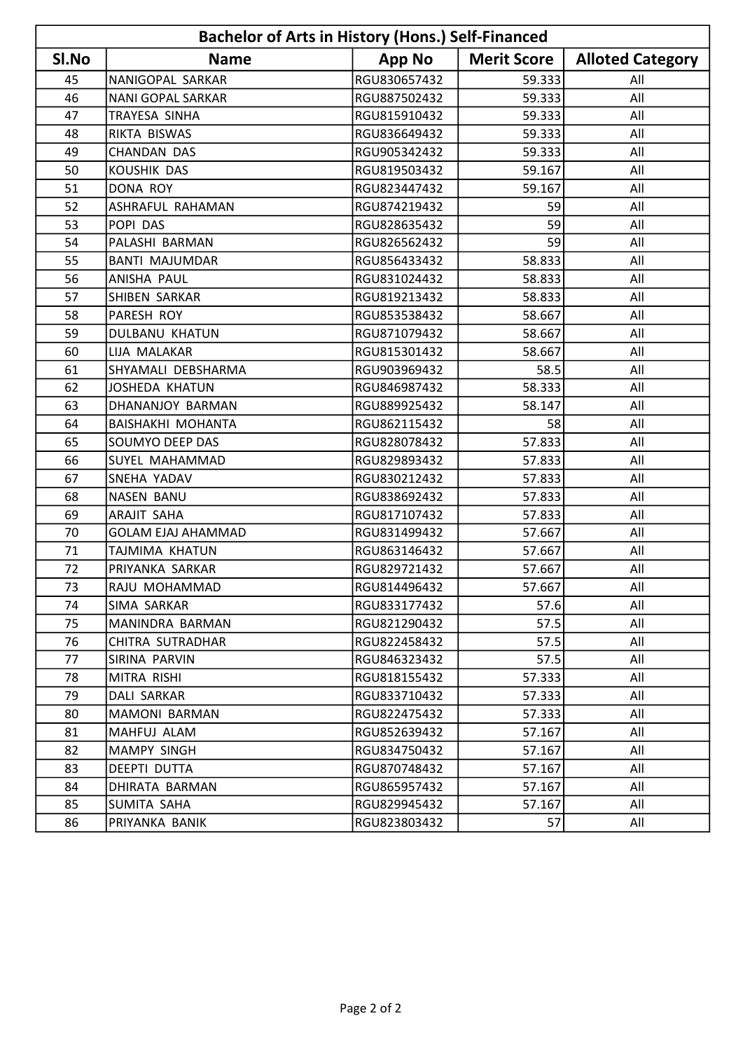| Bachelor of Arts in History (Hons.) Self-Financed | | | | |
|---|---|---|---|---|
| Sl.No | Name | App No | Merit Score | Alloted Category |
| 45 | NANIGOPAL SARKAR | RGU830657432 | 59.333 | All |
| 46 | NANI GOPAL SARKAR | RGU887502432 | 59.333 | All |
| 47 | TRAYESA SINHA | RGU815910432 | 59.333 | All |
| 48 | RIKTA BISWAS | RGU836649432 | 59.333 | All |
| 49 | CHANDAN DAS | RGU905342432 | 59.333 | All |
| 50 | KOUSHIK DAS | RGU819503432 | 59.167 | All |
| 51 | DONA ROY | RGU823447432 | 59.167 | All |
| 52 | ASHRAFUL RAHAMAN | RGU874219432 | 59 | All |
| 53 | POPI DAS | RGU828635432 | 59 | All |
| 54 | PALASHI BARMAN | RGU826562432 | 59 | All |
| 55 | BANTI MAJUMDAR | RGU856433432 | 58.833 | All |
| 56 | ANISHA PAUL | RGU831024432 | 58.833 | All |
| 57 | SHIBEN SARKAR | RGU819213432 | 58.833 | All |
| 58 | PARESH ROY | RGU853538432 | 58.667 | All |
| 59 | DULBANU KHATUN | RGU871079432 | 58.667 | All |
| 60 | LIJA MALAKAR | RGU815301432 | 58.667 | All |
| 61 | SHYAMALI DEBSHARMA | RGU903969432 | 58.5 | All |
| 62 | JOSHEDA KHATUN | RGU846987432 | 58.333 | All |
| 63 | DHANANJOY BARMAN | RGU889925432 | 58.147 | All |
| 64 | BAISHAKHI MOHANTA | RGU862115432 | 58 | All |
| 65 | SOUMYO DEEP DAS | RGU828078432 | 57.833 | All |
| 66 | SUYEL MAHAMMAD | RGU829893432 | 57.833 | All |
| 67 | SNEHA YADAV | RGU830212432 | 57.833 | All |
| 68 | NASEN BANU | RGU838692432 | 57.833 | All |
| 69 | ARAJIT SAHA | RGU817107432 | 57.833 | All |
| 70 | GOLAM EJAJ AHAMMAD | RGU831499432 | 57.667 | All |
| 71 | TAJMIMA KHATUN | RGU863146432 | 57.667 | All |
| 72 | PRIYANKA SARKAR | RGU829721432 | 57.667 | All |
| 73 | RAJU MOHAMMAD | RGU814496432 | 57.667 | All |
| 74 | SIMA SARKAR | RGU833177432 | 57.6 | All |
| 75 | MANINDRA BARMAN | RGU821290432 | 57.5 | All |
| 76 | CHITRA SUTRADHAR | RGU822458432 | 57.5 | All |
| 77 | SIRINA PARVIN | RGU846323432 | 57.5 | All |
| 78 | MITRA RISHI | RGU818155432 | 57.333 | All |
| 79 | DALI SARKAR | RGU833710432 | 57.333 | All |
| 80 | MAMONI BARMAN | RGU822475432 | 57.333 | All |
| 81 | MAHFUJ ALAM | RGU852639432 | 57.167 | All |
| 82 | MAMPY SINGH | RGU834750432 | 57.167 | All |
| 83 | DEEPTI DUTTA | RGU870748432 | 57.167 | All |
| 84 | DHIRATA BARMAN | RGU865957432 | 57.167 | All |
| 85 | SUMITA SAHA | RGU829945432 | 57.167 | All |
| 86 | PRIYANKA BANIK | RGU823803432 | 57 | All |